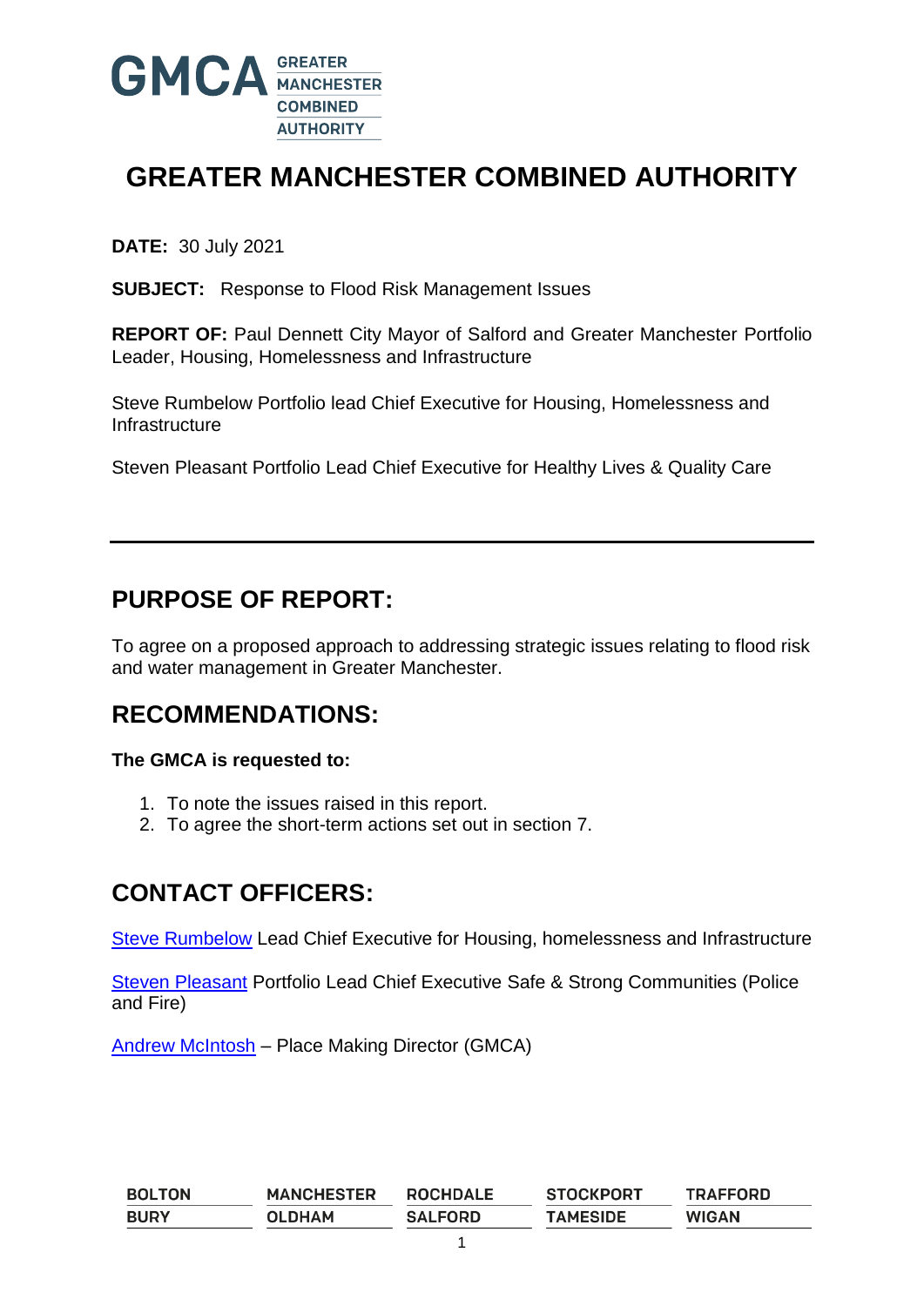# GREATER MANCHESTER COMBINED AUTHORITY

**DATE:** 30 July 2021

**SUBJECT:** Response to Flood Risk Management Issues

**REPORT OF:** Paul Dennett City Mayor of Salford and Greater Manchester Portfolio Leader, Housing, Homelessness and Infrastructure

Steve Rumbelow Portfolio lead Chief Executive for Housing, Homelessness and Infrastructure

Steven Pleasant Portfolio Lead Chief Executive for Healthy Lives & Quality Care

---

## PURPOSE OF REPORT:

To agree on a proposed approach to addressing strategic issues relating to flood risk and water management in Greater Manchester.

## RECOMMENDATIONS:

**The GMCA is requested to:**

1. To note the issues raised in this report.
2. To agree the short-term actions set out in section 7.

## CONTACT OFFICERS:

Steve Rumbelow Lead Chief Executive for Housing, homelessness and Infrastructure

Steven Pleasant Portfolio Lead Chief Executive Safe & Strong Communities (Police and Fire)

Andrew McIntosh – Place Making Director (GMCA)

BOLTON | MANCHESTER | ROCHDALE | STOCKPORT | TRAFFORD
BURY | OLDHAM | SALFORD | TAMESIDE | WIGAN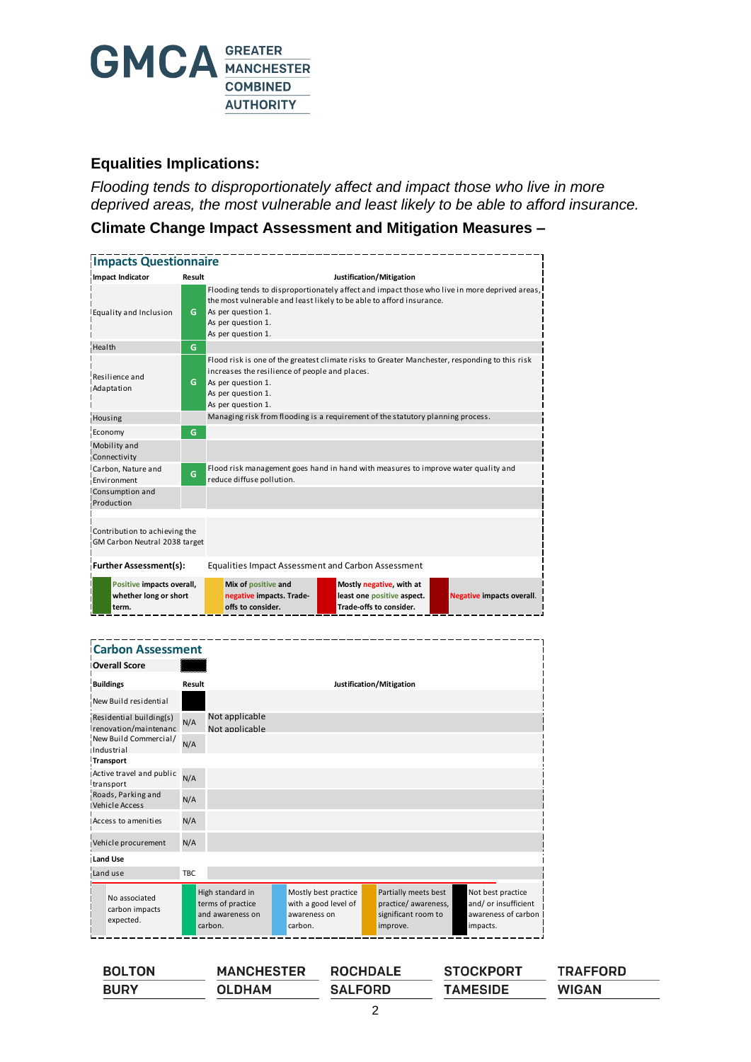## Equalities Implications:

*Flooding tends to disproportionately affect and impact those who live in more deprived areas, the most vulnerable and least likely to be able to afford insurance.*

## Climate Change Impact Assessment and Mitigation Measures –

### Impacts Questionnaire

| Impact Indicator | Result | Justification/Mitigation |
|---|---|---|
| Equality and Inclusion | G | Flooding tends to disproportionately affect and impact those who live in more deprived areas, the most vulnerable and least likely to be able to afford insurance.<br>As per question 1.<br>As per question 1.<br>As per question 1. |
| Health | G | |
| Resilience and Adaptation | G | Flood risk is one of the greatest climate risks to Greater Manchester, responding to this risk increases the resilience of people and places.<br>As per question 1.<br>As per question 1.<br>As per question 1. |
| Housing | | Managing risk from flooding is a requirement of the statutory planning process. |
| Economy | G | |
| Mobility and Connectivity | | |
| Carbon, Nature and Environment | G | Flood risk management goes hand in hand with measures to improve water quality and reduce diffuse pollution. |
| Consumption and Production | | |
| Contribution to achieving the GM Carbon Neutral 2038 target | | |
| **Further Assessment(s):** | | Equalities Impact Assessment and Carbon Assessment |

| | | | | | | | |
|---|---|---|---|---|---|---|---|
| | **Positive impacts overall, whether long or short term.** | | **Mix of positive and negative impacts. Trade-offs to consider.** | | **Mostly negative, with at least one positive aspect. Trade-offs to consider.** | | **Negative impacts overall.** |

### Carbon Assessment

| **Overall Score** | | |
|---|---|---|
| **Buildings** | **Result** | **Justification/Mitigation** |
| New Build residential | | |
| Residential building(s) renovation/maintenance | N/A | Not applicable<br>Not applicable |
| New Build Commercial/ Industrial | N/A | |
| **Transport** | | |
| Active travel and public transport | N/A | |
| Roads, Parking and Vehicle Access | N/A | |
| Access to amenities | N/A | |
| Vehicle procurement | N/A | |
| **Land Use** | | |
| Land use | TBC | |

| | | | | | | | | |
|---|---|---|---|---|---|---|---|---|
| | No associated carbon impacts expected. | | High standard in terms of practice and awareness on carbon. | | Mostly best practice with a good level of awareness on carbon. | | Partially meets best practice/ awareness, significant room to improve. | | Not best practice and/ or insufficient awareness of carbon impacts. |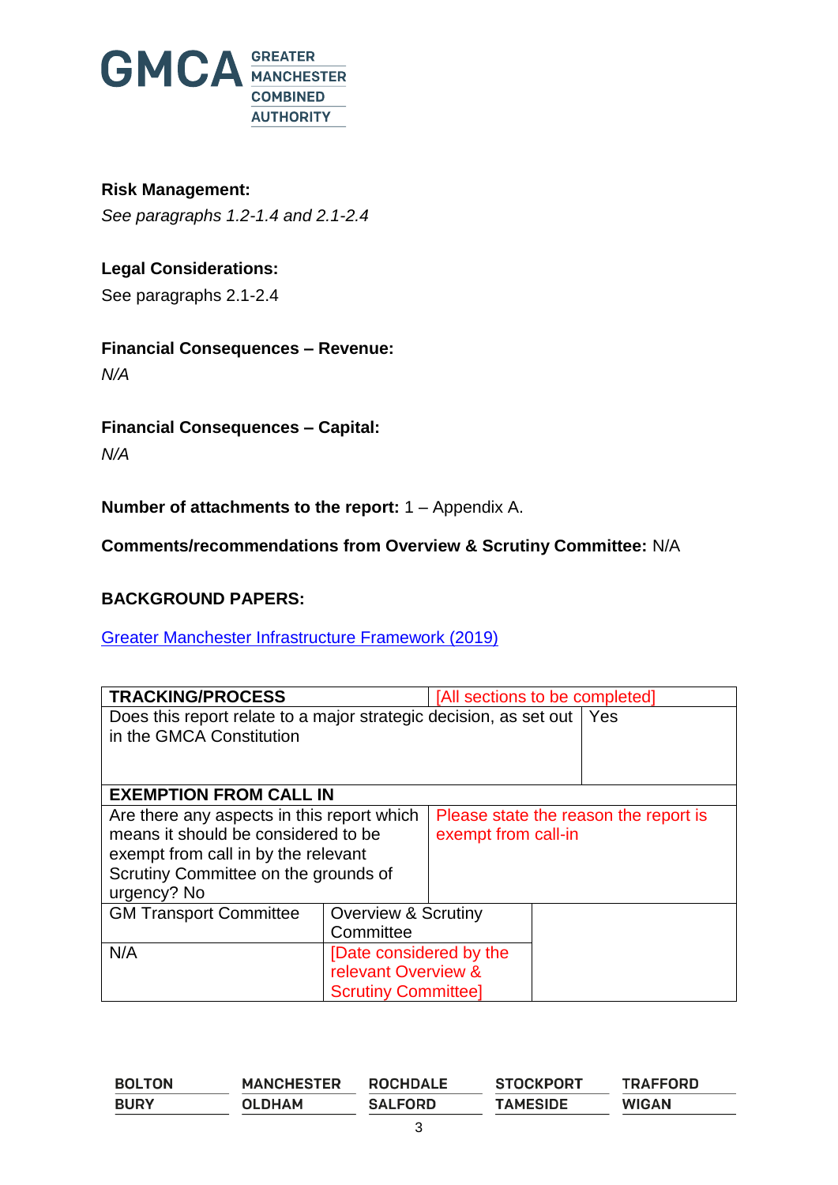**Risk Management:**

*See paragraphs 1.2-1.4 and 2.1-2.4*

**Legal Considerations:**

See paragraphs 2.1-2.4

**Financial Consequences – Revenue:**

*N/A*

**Financial Consequences – Capital:**

*N/A*

**Number of attachments to the report:** 1 – Appendix A.

**Comments/recommendations from Overview & Scrutiny Committee:** N/A

**BACKGROUND PAPERS:**

[Greater Manchester Infrastructure Framework (2019)]

| **TRACKING/PROCESS** | | [All sections to be completed] |
|---|---|---|
| Does this report relate to a major strategic decision, as set out in the GMCA Constitution | | Yes |
| **EXEMPTION FROM CALL IN** | | |
| Are there any aspects in this report which means it should be considered to be exempt from call in by the relevant Scrutiny Committee on the grounds of urgency? No | | Please state the reason the report is exempt from call-in |
| GM Transport Committee | Overview & Scrutiny Committee | |
| N/A | [Date considered by the relevant Overview & Scrutiny Committee] | |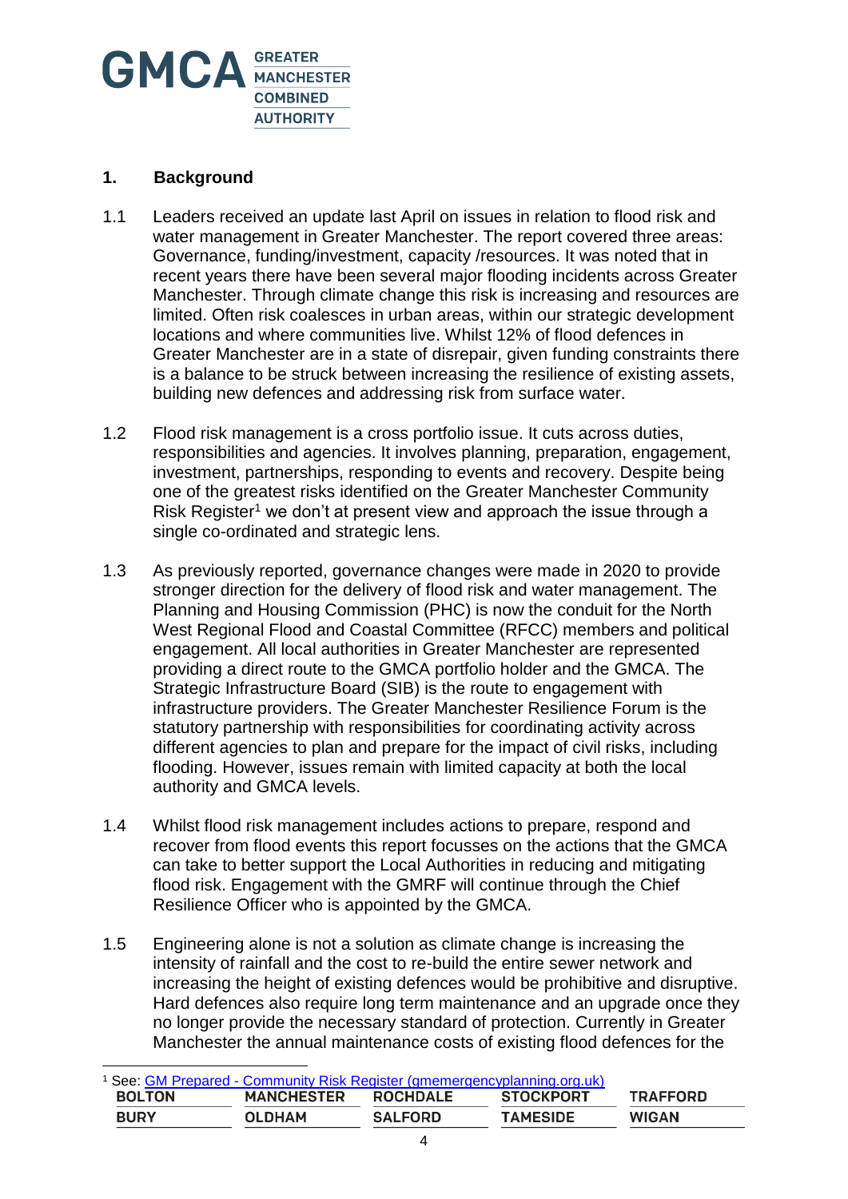## 1. Background

1.1 Leaders received an update last April on issues in relation to flood risk and water management in Greater Manchester. The report covered three areas: Governance, funding/investment, capacity /resources. It was noted that in recent years there have been several major flooding incidents across Greater Manchester. Through climate change this risk is increasing and resources are limited. Often risk coalesces in urban areas, within our strategic development locations and where communities live. Whilst 12% of flood defences in Greater Manchester are in a state of disrepair, given funding constraints there is a balance to be struck between increasing the resilience of existing assets, building new defences and addressing risk from surface water.

1.2 Flood risk management is a cross portfolio issue. It cuts across duties, responsibilities and agencies. It involves planning, preparation, engagement, investment, partnerships, responding to events and recovery. Despite being one of the greatest risks identified on the Greater Manchester Community Risk Register[1] we don't at present view and approach the issue through a single co-ordinated and strategic lens.

1.3 As previously reported, governance changes were made in 2020 to provide stronger direction for the delivery of flood risk and water management. The Planning and Housing Commission (PHC) is now the conduit for the North West Regional Flood and Coastal Committee (RFCC) members and political engagement. All local authorities in Greater Manchester are represented providing a direct route to the GMCA portfolio holder and the GMCA. The Strategic Infrastructure Board (SIB) is the route to engagement with infrastructure providers. The Greater Manchester Resilience Forum is the statutory partnership with responsibilities for coordinating activity across different agencies to plan and prepare for the impact of civil risks, including flooding. However, issues remain with limited capacity at both the local authority and GMCA levels.

1.4 Whilst flood risk management includes actions to prepare, respond and recover from flood events this report focusses on the actions that the GMCA can take to better support the Local Authorities in reducing and mitigating flood risk. Engagement with the GMRF will continue through the Chief Resilience Officer who is appointed by the GMCA.

1.5 Engineering alone is not a solution as climate change is increasing the intensity of rainfall and the cost to re-build the entire sewer network and increasing the height of existing defences would be prohibitive and disruptive. Hard defences also require long term maintenance and an upgrade once they no longer provide the necessary standard of protection. Currently in Greater Manchester the annual maintenance costs of existing flood defences for the

[1] See: [GM Prepared - Community Risk Register (gmemergencyplanning.org.uk)](gmemergencyplanning.org.uk)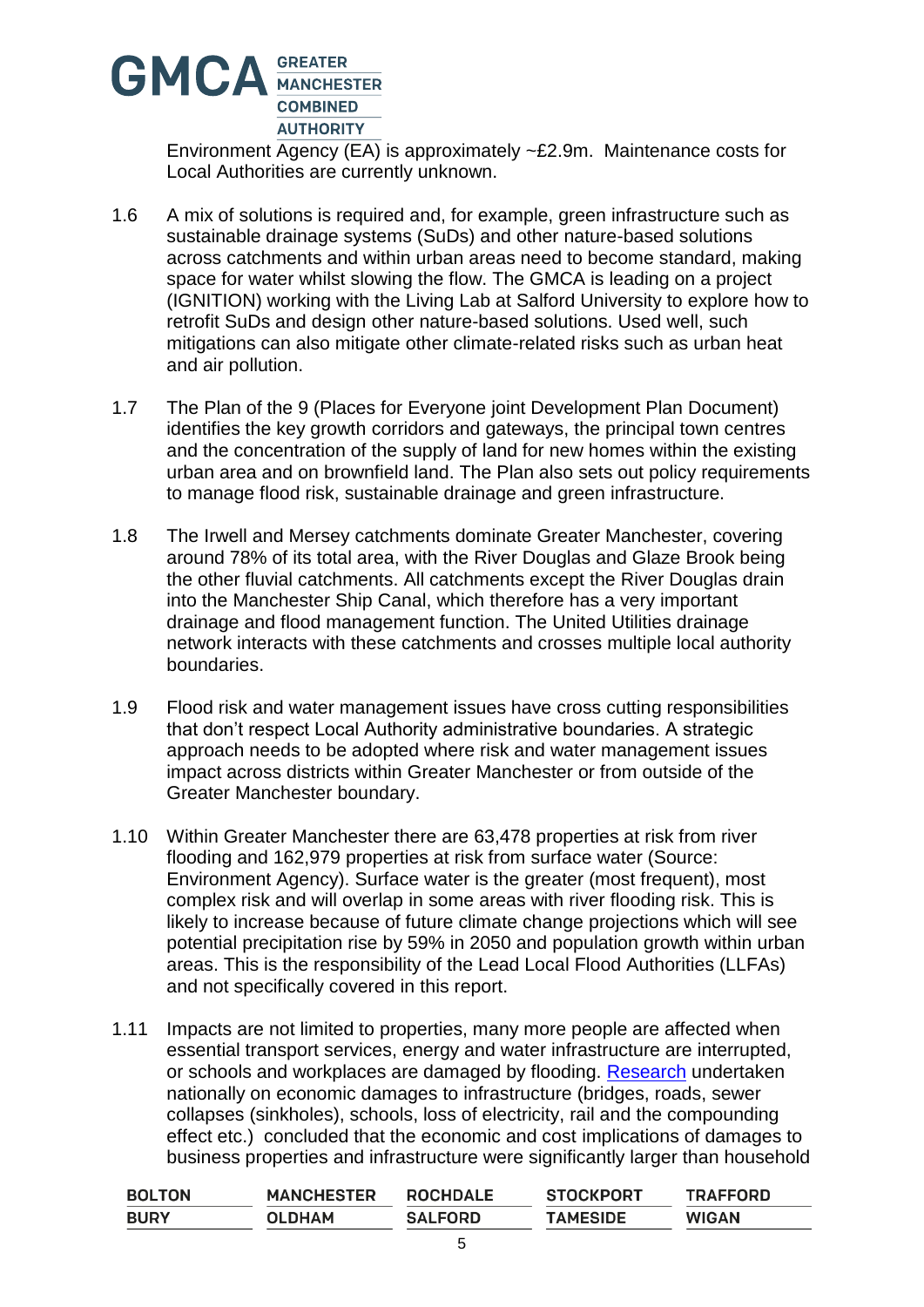Environment Agency (EA) is approximately ~£2.9m. Maintenance costs for Local Authorities are currently unknown.

1.6 A mix of solutions is required and, for example, green infrastructure such as sustainable drainage systems (SuDs) and other nature-based solutions across catchments and within urban areas need to become standard, making space for water whilst slowing the flow. The GMCA is leading on a project (IGNITION) working with the Living Lab at Salford University to explore how to retrofit SuDs and design other nature-based solutions. Used well, such mitigations can also mitigate other climate-related risks such as urban heat and air pollution.

1.7 The Plan of the 9 (Places for Everyone joint Development Plan Document) identifies the key growth corridors and gateways, the principal town centres and the concentration of the supply of land for new homes within the existing urban area and on brownfield land. The Plan also sets out policy requirements to manage flood risk, sustainable drainage and green infrastructure.

1.8 The Irwell and Mersey catchments dominate Greater Manchester, covering around 78% of its total area, with the River Douglas and Glaze Brook being the other fluvial catchments. All catchments except the River Douglas drain into the Manchester Ship Canal, which therefore has a very important drainage and flood management function. The United Utilities drainage network interacts with these catchments and crosses multiple local authority boundaries.

1.9 Flood risk and water management issues have cross cutting responsibilities that don't respect Local Authority administrative boundaries. A strategic approach needs to be adopted where risk and water management issues impact across districts within Greater Manchester or from outside of the Greater Manchester boundary.

1.10 Within Greater Manchester there are 63,478 properties at risk from river flooding and 162,979 properties at risk from surface water (Source: Environment Agency). Surface water is the greater (most frequent), most complex risk and will overlap in some areas with river flooding risk. This is likely to increase because of future climate change projections which will see potential precipitation rise by 59% in 2050 and population growth within urban areas. This is the responsibility of the Lead Local Flood Authorities (LLFAs) and not specifically covered in this report.

1.11 Impacts are not limited to properties, many more people are affected when essential transport services, energy and water infrastructure are interrupted, or schools and workplaces are damaged by flooding. Research undertaken nationally on economic damages to infrastructure (bridges, roads, sewer collapses (sinkholes), schools, loss of electricity, rail and the compounding effect etc.) concluded that the economic and cost implications of damages to business properties and infrastructure were significantly larger than household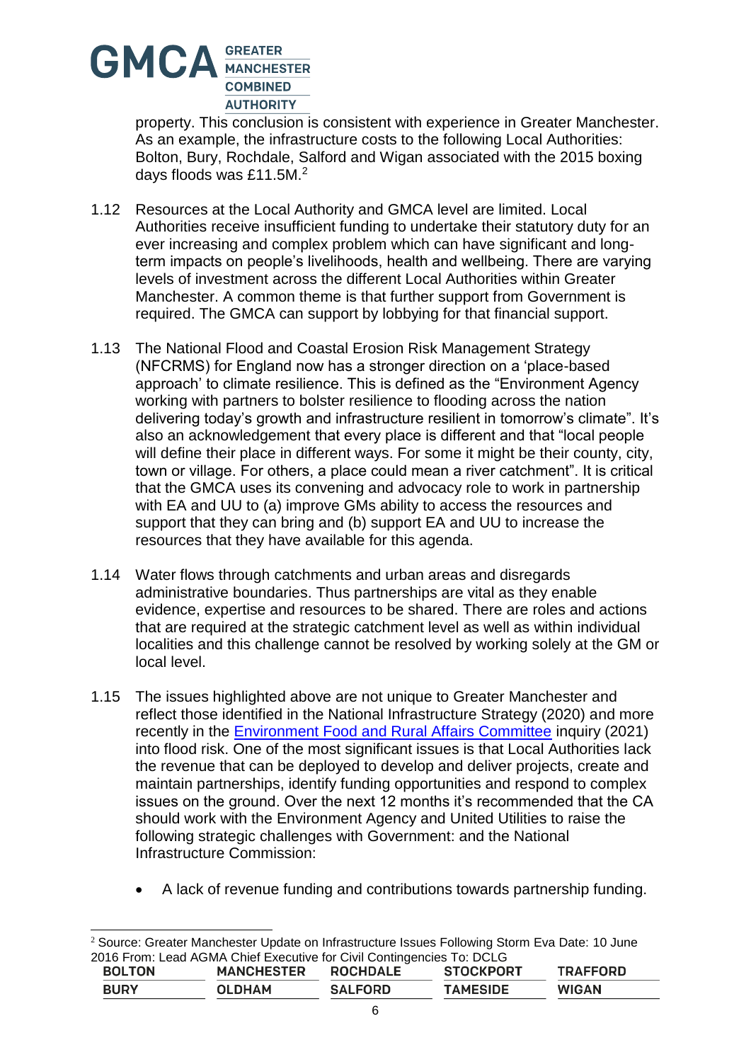property. This conclusion is consistent with experience in Greater Manchester. As an example, the infrastructure costs to the following Local Authorities: Bolton, Bury, Rochdale, Salford and Wigan associated with the 2015 boxing days floods was £11.5M.[2]

1.12 Resources at the Local Authority and GMCA level are limited. Local Authorities receive insufficient funding to undertake their statutory duty for an ever increasing and complex problem which can have significant and long-term impacts on people's livelihoods, health and wellbeing. There are varying levels of investment across the different Local Authorities within Greater Manchester. A common theme is that further support from Government is required. The GMCA can support by lobbying for that financial support.

1.13 The National Flood and Coastal Erosion Risk Management Strategy (NFCRMS) for England now has a stronger direction on a 'place-based approach' to climate resilience. This is defined as the "Environment Agency working with partners to bolster resilience to flooding across the nation delivering today's growth and infrastructure resilient in tomorrow's climate". It's also an acknowledgement that every place is different and that "local people will define their place in different ways. For some it might be their county, city, town or village. For others, a place could mean a river catchment". It is critical that the GMCA uses its convening and advocacy role to work in partnership with EA and UU to (a) improve GMs ability to access the resources and support that they can bring and (b) support EA and UU to increase the resources that they have available for this agenda.

1.14 Water flows through catchments and urban areas and disregards administrative boundaries. Thus partnerships are vital as they enable evidence, expertise and resources to be shared. There are roles and actions that are required at the strategic catchment level as well as within individual localities and this challenge cannot be resolved by working solely at the GM or local level.

1.15 The issues highlighted above are not unique to Greater Manchester and reflect those identified in the National Infrastructure Strategy (2020) and more recently in the Environment Food and Rural Affairs Committee inquiry (2021) into flood risk. One of the most significant issues is that Local Authorities lack the revenue that can be deployed to develop and deliver projects, create and maintain partnerships, identify funding opportunities and respond to complex issues on the ground. Over the next 12 months it's recommended that the CA should work with the Environment Agency and United Utilities to raise the following strategic challenges with Government: and the National Infrastructure Commission:

- A lack of revenue funding and contributions towards partnership funding.

[2] Source: Greater Manchester Update on Infrastructure Issues Following Storm Eva Date: 10 June 2016 From: Lead AGMA Chief Executive for Civil Contingencies To: DCLG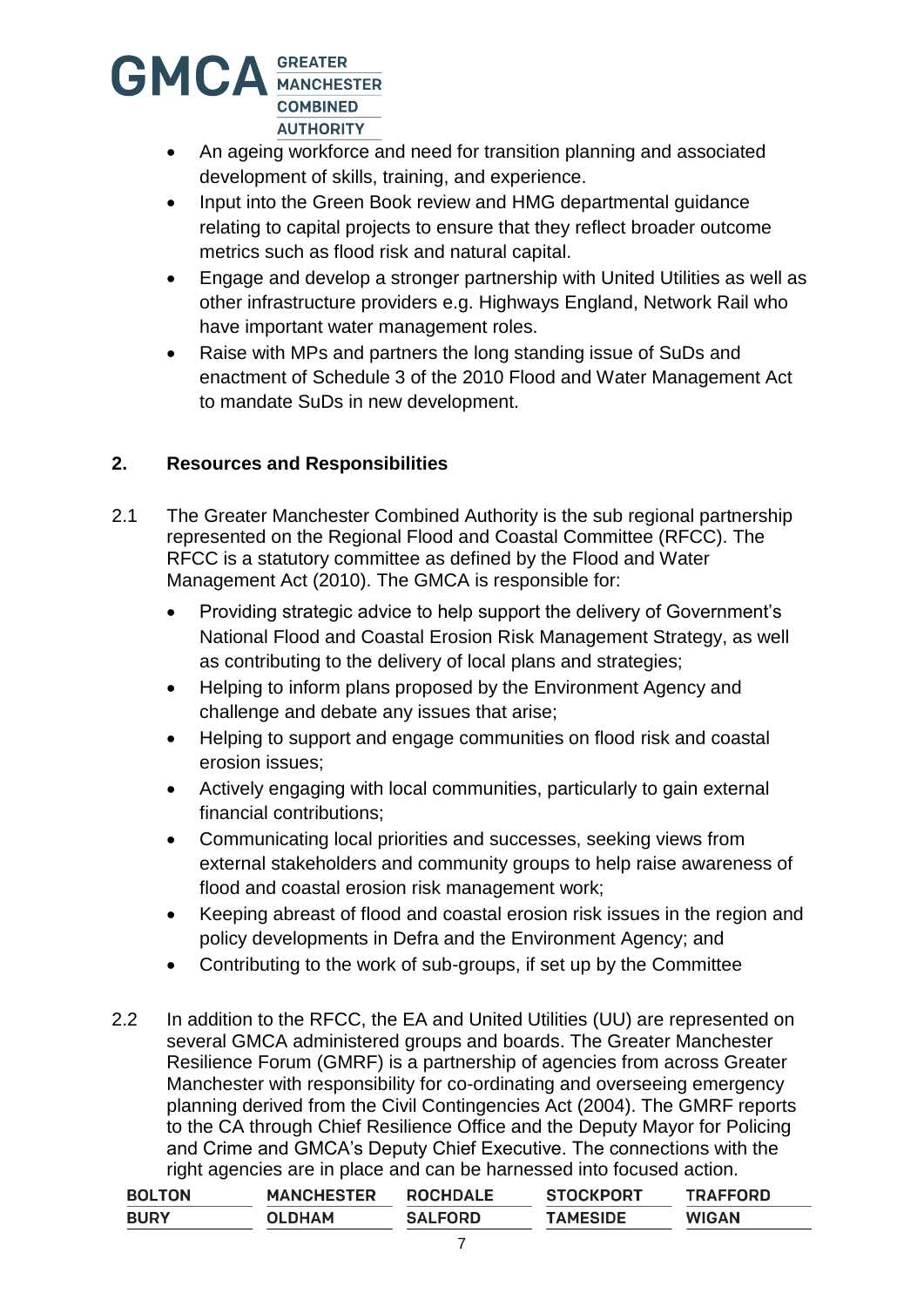- An ageing workforce and need for transition planning and associated development of skills, training, and experience.
- Input into the Green Book review and HMG departmental guidance relating to capital projects to ensure that they reflect broader outcome metrics such as flood risk and natural capital.
- Engage and develop a stronger partnership with United Utilities as well as other infrastructure providers e.g. Highways England, Network Rail who have important water management roles.
- Raise with MPs and partners the long standing issue of SuDs and enactment of Schedule 3 of the 2010 Flood and Water Management Act to mandate SuDs in new development.

## 2. Resources and Responsibilities

2.1 The Greater Manchester Combined Authority is the sub regional partnership represented on the Regional Flood and Coastal Committee (RFCC). The RFCC is a statutory committee as defined by the Flood and Water Management Act (2010). The GMCA is responsible for:

- Providing strategic advice to help support the delivery of Government's National Flood and Coastal Erosion Risk Management Strategy, as well as contributing to the delivery of local plans and strategies;
- Helping to inform plans proposed by the Environment Agency and challenge and debate any issues that arise;
- Helping to support and engage communities on flood risk and coastal erosion issues;
- Actively engaging with local communities, particularly to gain external financial contributions;
- Communicating local priorities and successes, seeking views from external stakeholders and community groups to help raise awareness of flood and coastal erosion risk management work;
- Keeping abreast of flood and coastal erosion risk issues in the region and policy developments in Defra and the Environment Agency; and
- Contributing to the work of sub-groups, if set up by the Committee

2.2 In addition to the RFCC, the EA and United Utilities (UU) are represented on several GMCA administered groups and boards. The Greater Manchester Resilience Forum (GMRF) is a partnership of agencies from across Greater Manchester with responsibility for co-ordinating and overseeing emergency planning derived from the Civil Contingencies Act (2004). The GMRF reports to the CA through Chief Resilience Office and the Deputy Mayor for Policing and Crime and GMCA's Deputy Chief Executive. The connections with the right agencies are in place and can be harnessed into focused action.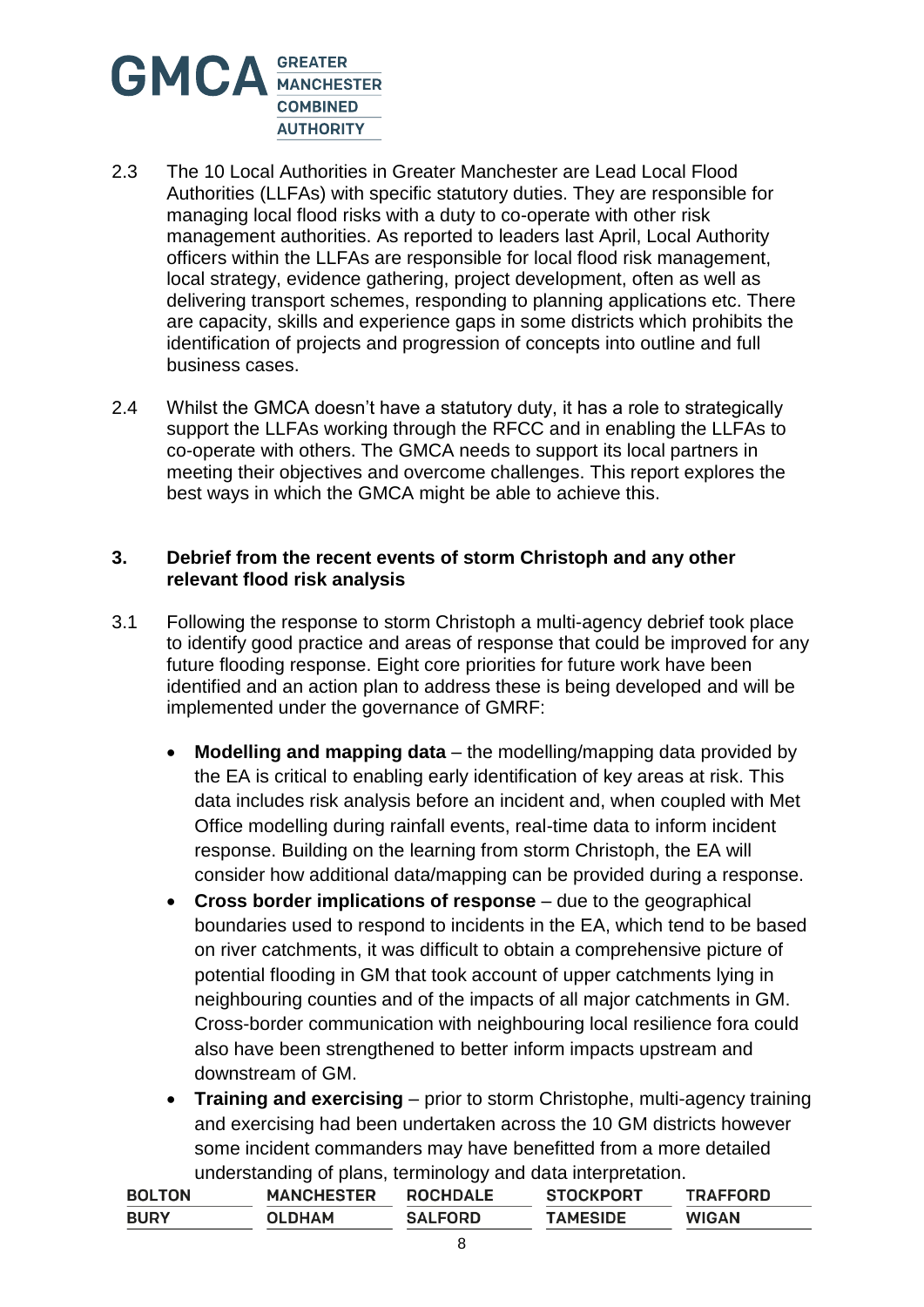2.3 The 10 Local Authorities in Greater Manchester are Lead Local Flood Authorities (LLFAs) with specific statutory duties. They are responsible for managing local flood risks with a duty to co-operate with other risk management authorities. As reported to leaders last April, Local Authority officers within the LLFAs are responsible for local flood risk management, local strategy, evidence gathering, project development, often as well as delivering transport schemes, responding to planning applications etc. There are capacity, skills and experience gaps in some districts which prohibits the identification of projects and progression of concepts into outline and full business cases.

2.4 Whilst the GMCA doesn't have a statutory duty, it has a role to strategically support the LLFAs working through the RFCC and in enabling the LLFAs to co-operate with others. The GMCA needs to support its local partners in meeting their objectives and overcome challenges. This report explores the best ways in which the GMCA might be able to achieve this.

## 3. Debrief from the recent events of storm Christoph and any other relevant flood risk analysis

3.1 Following the response to storm Christoph a multi-agency debrief took place to identify good practice and areas of response that could be improved for any future flooding response. Eight core priorities for future work have been identified and an action plan to address these is being developed and will be implemented under the governance of GMRF:

- **Modelling and mapping data** – the modelling/mapping data provided by the EA is critical to enabling early identification of key areas at risk. This data includes risk analysis before an incident and, when coupled with Met Office modelling during rainfall events, real-time data to inform incident response. Building on the learning from storm Christoph, the EA will consider how additional data/mapping can be provided during a response.
- **Cross border implications of response** – due to the geographical boundaries used to respond to incidents in the EA, which tend to be based on river catchments, it was difficult to obtain a comprehensive picture of potential flooding in GM that took account of upper catchments lying in neighbouring counties and of the impacts of all major catchments in GM. Cross-border communication with neighbouring local resilience fora could also have been strengthened to better inform impacts upstream and downstream of GM.
- **Training and exercising** – prior to storm Christophe, multi-agency training and exercising had been undertaken across the 10 GM districts however some incident commanders may have benefitted from a more detailed understanding of plans, terminology and data interpretation.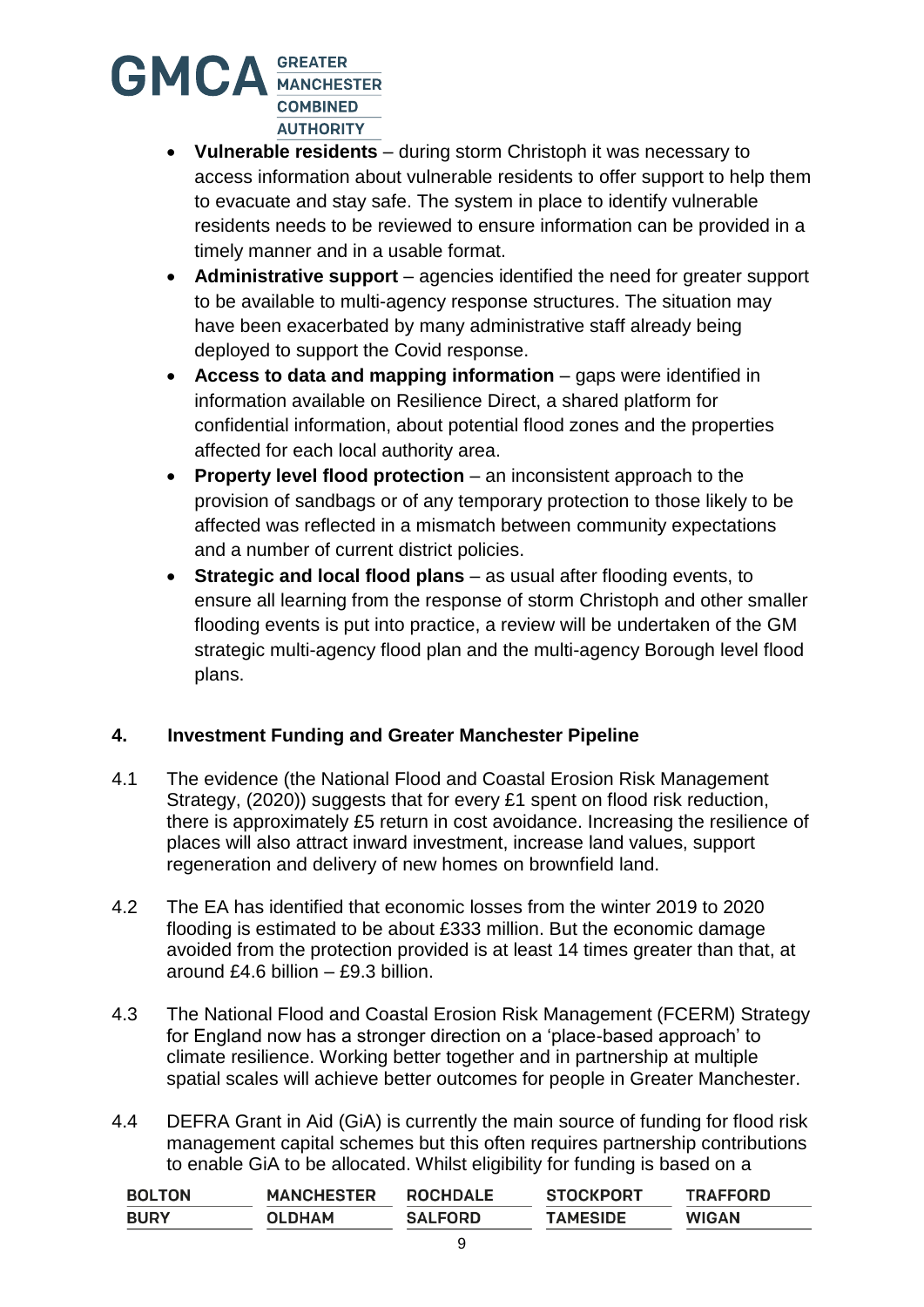- **Vulnerable residents** – during storm Christoph it was necessary to access information about vulnerable residents to offer support to help them to evacuate and stay safe. The system in place to identify vulnerable residents needs to be reviewed to ensure information can be provided in a timely manner and in a usable format.
- **Administrative support** – agencies identified the need for greater support to be available to multi-agency response structures. The situation may have been exacerbated by many administrative staff already being deployed to support the Covid response.
- **Access to data and mapping information** – gaps were identified in information available on Resilience Direct, a shared platform for confidential information, about potential flood zones and the properties affected for each local authority area.
- **Property level flood protection** – an inconsistent approach to the provision of sandbags or of any temporary protection to those likely to be affected was reflected in a mismatch between community expectations and a number of current district policies.
- **Strategic and local flood plans** – as usual after flooding events, to ensure all learning from the response of storm Christoph and other smaller flooding events is put into practice, a review will be undertaken of the GM strategic multi-agency flood plan and the multi-agency Borough level flood plans.

## 4. Investment Funding and Greater Manchester Pipeline

4.1 The evidence (the National Flood and Coastal Erosion Risk Management Strategy, (2020)) suggests that for every £1 spent on flood risk reduction, there is approximately £5 return in cost avoidance. Increasing the resilience of places will also attract inward investment, increase land values, support regeneration and delivery of new homes on brownfield land.

4.2 The EA has identified that economic losses from the winter 2019 to 2020 flooding is estimated to be about £333 million. But the economic damage avoided from the protection provided is at least 14 times greater than that, at around £4.6 billion – £9.3 billion.

4.3 The National Flood and Coastal Erosion Risk Management (FCERM) Strategy for England now has a stronger direction on a 'place-based approach' to climate resilience. Working better together and in partnership at multiple spatial scales will achieve better outcomes for people in Greater Manchester.

4.4 DEFRA Grant in Aid (GiA) is currently the main source of funding for flood risk management capital schemes but this often requires partnership contributions to enable GiA to be allocated. Whilst eligibility for funding is based on a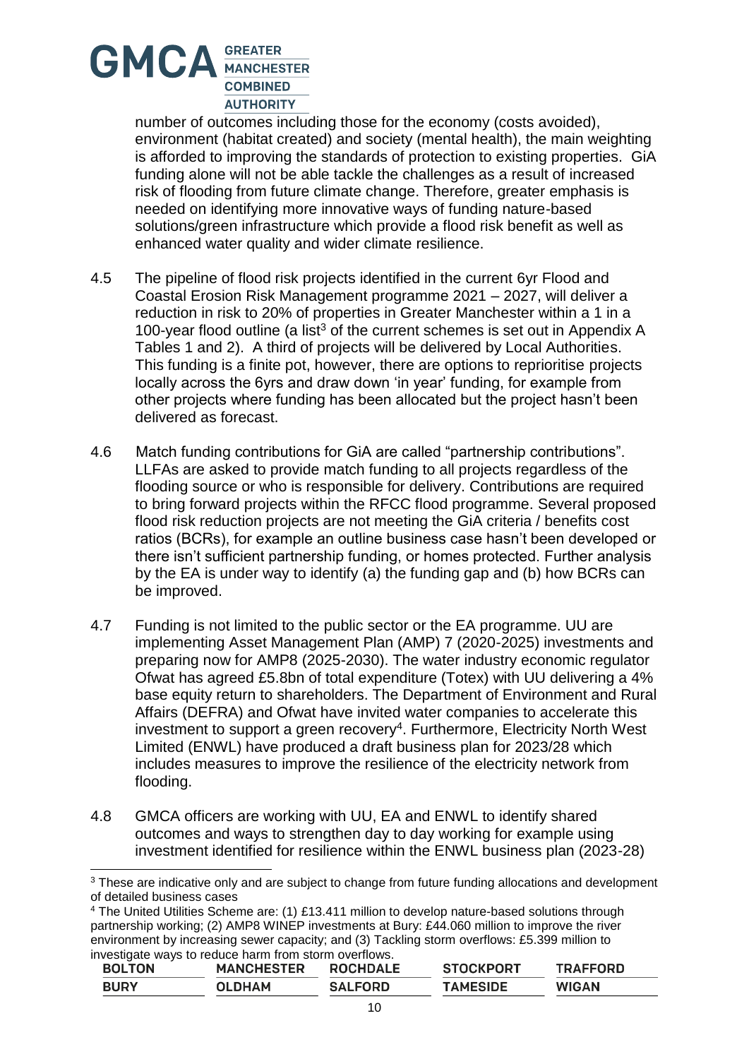number of outcomes including those for the economy (costs avoided), environment (habitat created) and society (mental health), the main weighting is afforded to improving the standards of protection to existing properties. GiA funding alone will not be able tackle the challenges as a result of increased risk of flooding from future climate change. Therefore, greater emphasis is needed on identifying more innovative ways of funding nature-based solutions/green infrastructure which provide a flood risk benefit as well as enhanced water quality and wider climate resilience.

4.5 The pipeline of flood risk projects identified in the current 6yr Flood and Coastal Erosion Risk Management programme 2021 – 2027, will deliver a reduction in risk to 20% of properties in Greater Manchester within a 1 in a 100-year flood outline (a list[3] of the current schemes is set out in Appendix A Tables 1 and 2). A third of projects will be delivered by Local Authorities. This funding is a finite pot, however, there are options to reprioritise projects locally across the 6yrs and draw down 'in year' funding, for example from other projects where funding has been allocated but the project hasn't been delivered as forecast.

4.6 Match funding contributions for GiA are called "partnership contributions". LLFAs are asked to provide match funding to all projects regardless of the flooding source or who is responsible for delivery. Contributions are required to bring forward projects within the RFCC flood programme. Several proposed flood risk reduction projects are not meeting the GiA criteria / benefits cost ratios (BCRs), for example an outline business case hasn't been developed or there isn't sufficient partnership funding, or homes protected. Further analysis by the EA is under way to identify (a) the funding gap and (b) how BCRs can be improved.

4.7 Funding is not limited to the public sector or the EA programme. UU are implementing Asset Management Plan (AMP) 7 (2020-2025) investments and preparing now for AMP8 (2025-2030). The water industry economic regulator Ofwat has agreed £5.8bn of total expenditure (Totex) with UU delivering a 4% base equity return to shareholders. The Department of Environment and Rural Affairs (DEFRA) and Ofwat have invited water companies to accelerate this investment to support a green recovery[4]. Furthermore, Electricity North West Limited (ENWL) have produced a draft business plan for 2023/28 which includes measures to improve the resilience of the electricity network from flooding.

4.8 GMCA officers are working with UU, EA and ENWL to identify shared outcomes and ways to strengthen day to day working for example using investment identified for resilience within the ENWL business plan (2023-28)

---

[3] These are indicative only and are subject to change from future funding allocations and development of detailed business cases

[4] The United Utilities Scheme are: (1) £13.411 million to develop nature-based solutions through partnership working; (2) AMP8 WINEP investments at Bury: £44.060 million to improve the river environment by increasing sewer capacity; and (3) Tackling storm overflows: £5.399 million to investigate ways to reduce harm from storm overflows.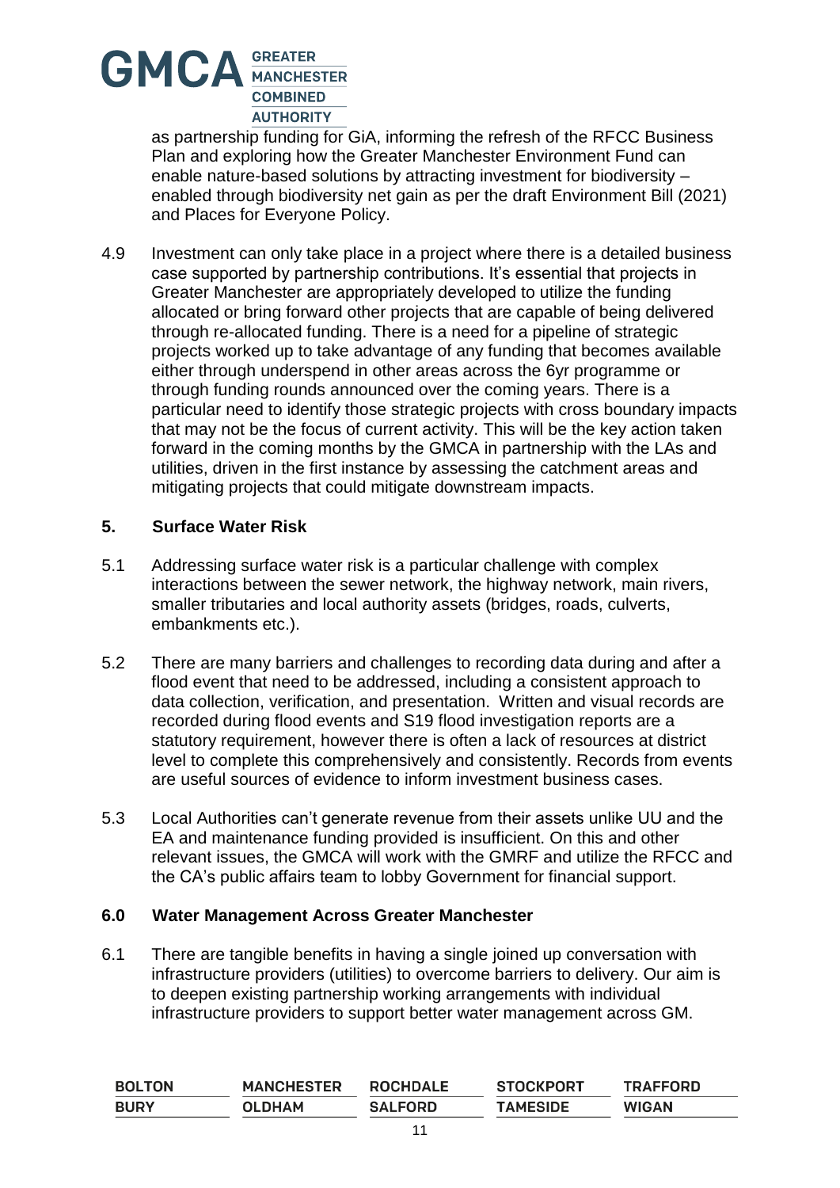as partnership funding for GiA, informing the refresh of the RFCC Business Plan and exploring how the Greater Manchester Environment Fund can enable nature-based solutions by attracting investment for biodiversity – enabled through biodiversity net gain as per the draft Environment Bill (2021) and Places for Everyone Policy.

4.9 Investment can only take place in a project where there is a detailed business case supported by partnership contributions. It's essential that projects in Greater Manchester are appropriately developed to utilize the funding allocated or bring forward other projects that are capable of being delivered through re-allocated funding. There is a need for a pipeline of strategic projects worked up to take advantage of any funding that becomes available either through underspend in other areas across the 6yr programme or through funding rounds announced over the coming years. There is a particular need to identify those strategic projects with cross boundary impacts that may not be the focus of current activity. This will be the key action taken forward in the coming months by the GMCA in partnership with the LAs and utilities, driven in the first instance by assessing the catchment areas and mitigating projects that could mitigate downstream impacts.

## 5. Surface Water Risk

5.1 Addressing surface water risk is a particular challenge with complex interactions between the sewer network, the highway network, main rivers, smaller tributaries and local authority assets (bridges, roads, culverts, embankments etc.).

5.2 There are many barriers and challenges to recording data during and after a flood event that need to be addressed, including a consistent approach to data collection, verification, and presentation. Written and visual records are recorded during flood events and S19 flood investigation reports are a statutory requirement, however there is often a lack of resources at district level to complete this comprehensively and consistently. Records from events are useful sources of evidence to inform investment business cases.

5.3 Local Authorities can't generate revenue from their assets unlike UU and the EA and maintenance funding provided is insufficient. On this and other relevant issues, the GMCA will work with the GMRF and utilize the RFCC and the CA's public affairs team to lobby Government for financial support.

## 6.0 Water Management Across Greater Manchester

6.1 There are tangible benefits in having a single joined up conversation with infrastructure providers (utilities) to overcome barriers to delivery. Our aim is to deepen existing partnership working arrangements with individual infrastructure providers to support better water management across GM.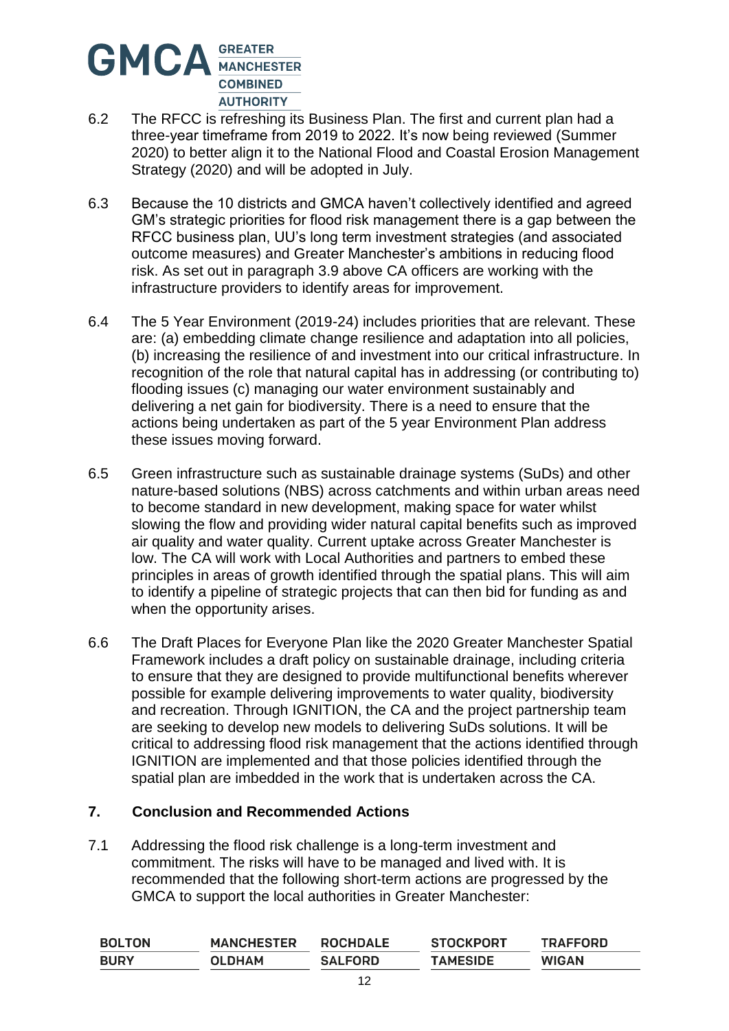6.2 The RFCC is refreshing its Business Plan. The first and current plan had a three-year timeframe from 2019 to 2022. It's now being reviewed (Summer 2020) to better align it to the National Flood and Coastal Erosion Management Strategy (2020) and will be adopted in July.

6.3 Because the 10 districts and GMCA haven't collectively identified and agreed GM's strategic priorities for flood risk management there is a gap between the RFCC business plan, UU's long term investment strategies (and associated outcome measures) and Greater Manchester's ambitions in reducing flood risk. As set out in paragraph 3.9 above CA officers are working with the infrastructure providers to identify areas for improvement.

6.4 The 5 Year Environment (2019-24) includes priorities that are relevant. These are: (a) embedding climate change resilience and adaptation into all policies, (b) increasing the resilience of and investment into our critical infrastructure. In recognition of the role that natural capital has in addressing (or contributing to) flooding issues (c) managing our water environment sustainably and delivering a net gain for biodiversity. There is a need to ensure that the actions being undertaken as part of the 5 year Environment Plan address these issues moving forward.

6.5 Green infrastructure such as sustainable drainage systems (SuDs) and other nature-based solutions (NBS) across catchments and within urban areas need to become standard in new development, making space for water whilst slowing the flow and providing wider natural capital benefits such as improved air quality and water quality. Current uptake across Greater Manchester is low. The CA will work with Local Authorities and partners to embed these principles in areas of growth identified through the spatial plans. This will aim to identify a pipeline of strategic projects that can then bid for funding as and when the opportunity arises.

6.6 The Draft Places for Everyone Plan like the 2020 Greater Manchester Spatial Framework includes a draft policy on sustainable drainage, including criteria to ensure that they are designed to provide multifunctional benefits wherever possible for example delivering improvements to water quality, biodiversity and recreation. Through IGNITION, the CA and the project partnership team are seeking to develop new models to delivering SuDs solutions. It will be critical to addressing flood risk management that the actions identified through IGNITION are implemented and that those policies identified through the spatial plan are imbedded in the work that is undertaken across the CA.

## 7. Conclusion and Recommended Actions

7.1 Addressing the flood risk challenge is a long-term investment and commitment. The risks will have to be managed and lived with. It is recommended that the following short-term actions are progressed by the GMCA to support the local authorities in Greater Manchester: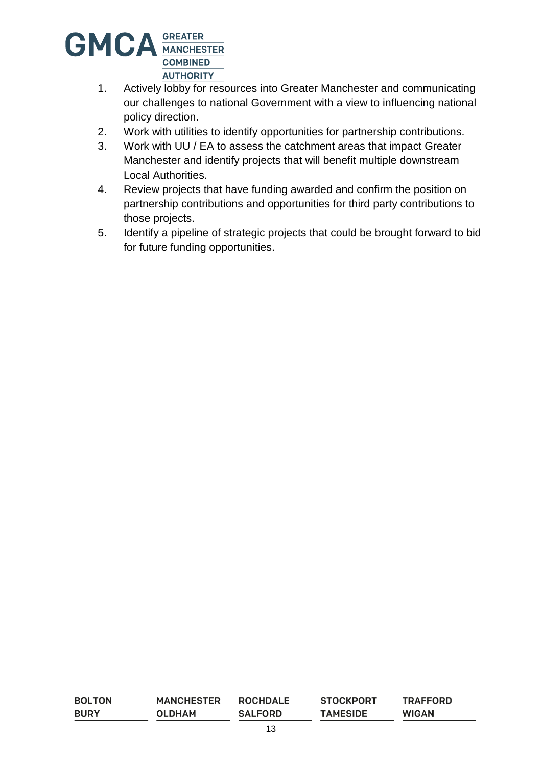1. Actively lobby for resources into Greater Manchester and communicating our challenges to national Government with a view to influencing national policy direction.
2. Work with utilities to identify opportunities for partnership contributions.
3. Work with UU / EA to assess the catchment areas that impact Greater Manchester and identify projects that will benefit multiple downstream Local Authorities.
4. Review projects that have funding awarded and confirm the position on partnership contributions and opportunities for third party contributions to those projects.
5. Identify a pipeline of strategic projects that could be brought forward to bid for future funding opportunities.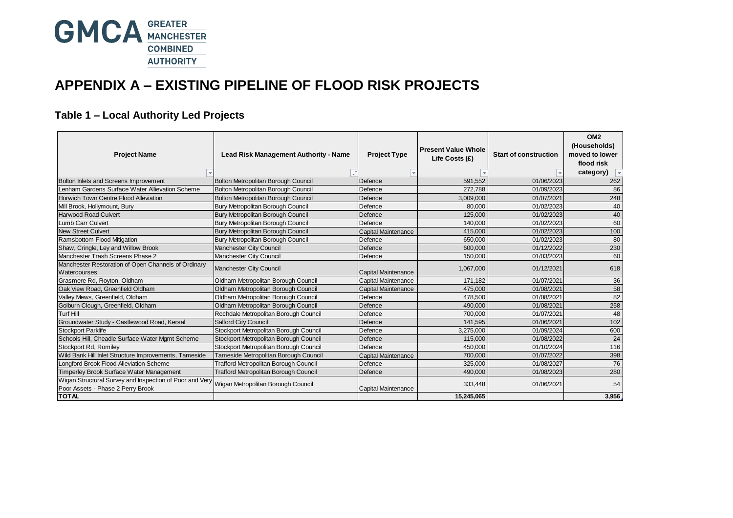GMCA GREATER MANCHESTER COMBINED AUTHORITY

# APPENDIX A – EXISTING PIPELINE OF FLOOD RISK PROJECTS

## Table 1 – Local Authority Led Projects

| Project Name | Lead Risk Management Authority - Name | Project Type | Present Value Whole Life Costs (£) | Start of construction | OM2 (Households) moved to lower flood risk category) |
|---|---|---|---|---|---|
| Bolton Inlets and Screens Improvement | Bolton Metropolitan Borough Council | Defence | 591,552 | 01/06/2023 | 262 |
| Lenham Gardens Surface Water Allievation Scheme | Bolton Metropolitan Borough Council | Defence | 272,788 | 01/09/2023 | 86 |
| Horwich Town Centre Flood Alleviation | Bolton Metropolitan Borough Council | Defence | 3,009,000 | 01/07/2021 | 248 |
| Mill Brook, Hollymount, Bury | Bury Metropolitan Borough Council | Defence | 80,000 | 01/02/2023 | 40 |
| Harwood Road Culvert | Bury Metropolitan Borough Council | Defence | 125,000 | 01/02/2023 | 40 |
| Lumb Carr Culvert | Bury Metropolitan Borough Council | Defence | 140,000 | 01/02/2023 | 60 |
| New Street Culvert | Bury Metropolitan Borough Council | Capital Maintenance | 415,000 | 01/02/2023 | 100 |
| Ramsbottom Flood Mitigation | Bury Metropolitan Borough Council | Defence | 650,000 | 01/02/2023 | 80 |
| Shaw, Cringle, Ley and Willow Brook | Manchester City Council | Defence | 600,000 | 01/12/2022 | 230 |
| Manchester Trash Screens Phase 2 | Manchester City Council | Defence | 150,000 | 01/03/2023 | 60 |
| Manchester Restoration of Open Channels of Ordinary Watercourses | Manchester City Council | Capital Maintenance | 1,067,000 | 01/12/2021 | 618 |
| Grasmere Rd, Royton, Oldham | Oldham Metropolitan Borough Council | Capital Maintenance | 171,182 | 01/07/2021 | 36 |
| Oak View Road, Greenfield Oldham | Oldham Metropolitan Borough Council | Capital Maintenance | 475,000 | 01/08/2021 | 58 |
| Valley Mews, Greenfield, Oldham | Oldham Metropolitan Borough Council | Defence | 478,500 | 01/08/2021 | 82 |
| Golburn Clough, Greenfield, Oldham | Oldham Metropolitan Borough Council | Defence | 490,000 | 01/08/2021 | 258 |
| Turf Hill | Rochdale Metropolitan Borough Council | Defence | 700,000 | 01/07/2021 | 48 |
| Groundwater Study - Castlewood Road, Kersal | Salford City Council | Defence | 141,595 | 01/06/2021 | 102 |
| Stockport Parklife | Stockport Metropolitan Borough Council | Defence | 3,275,000 | 01/09/2024 | 600 |
| Schools Hill, Cheadle Surface Water Mgmt Scheme | Stockport Metropolitan Borough Council | Defence | 115,000 | 01/08/2022 | 24 |
| Stockport Rd, Romiley | Stockport Metropolitan Borough Council | Defence | 450,000 | 01/10/2024 | 116 |
| Wild Bank Hill Inlet Structure Improvements, Tameside | Tameside Metropolitan Borough Council | Capital Maintenance | 700,000 | 01/07/2022 | 398 |
| Longford Brook Flood Alleviation Scheme | Trafford Metropolitan Borough Council | Defence | 325,000 | 01/08/2027 | 76 |
| Timperley Brook Surface Water Management | Trafford Metropolitan Borough Council | Defence | 490,000 | 01/08/2023 | 280 |
| Wigan Structural Survey and Inspection of Poor and Very Poor Assets - Phase 2 Perry Brook | Wigan Metropolitan Borough Council | Capital Maintenance | 333,448 | 01/06/2021 | 54 |
| **TOTAL** | | | **15,245,065** | | **3,956** |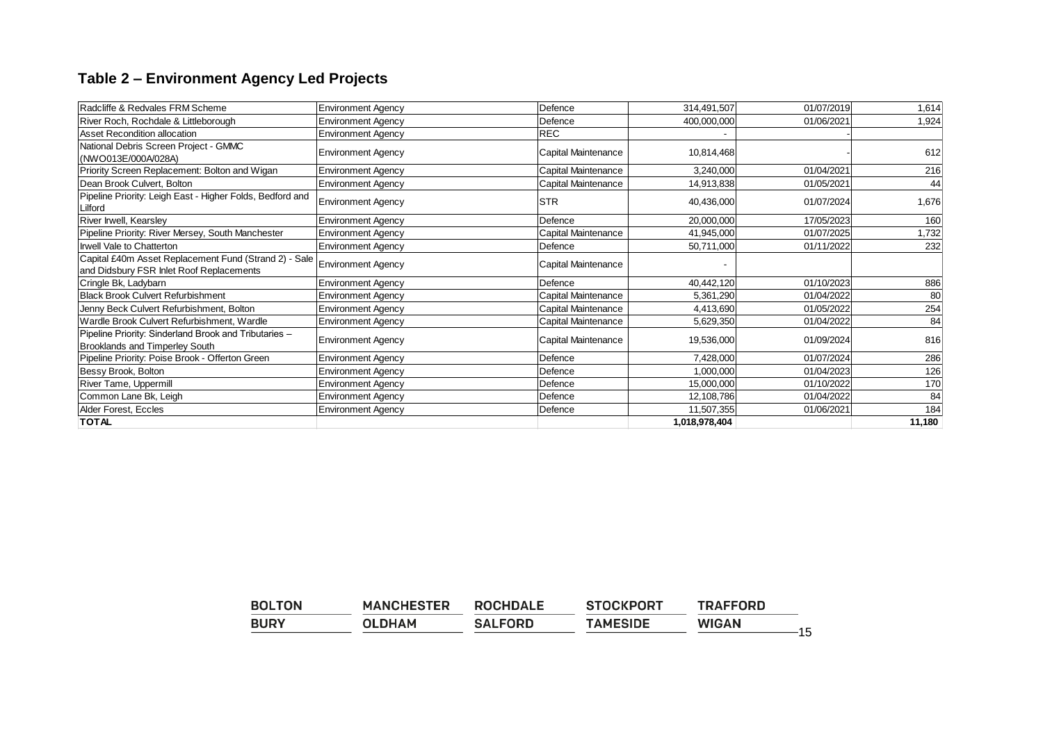## Table 2 – Environment Agency Led Projects

| | | | | | |
|---|---|---|---|---|---|
| Radcliffe & Redvales FRM Scheme | Environment Agency | Defence | 314,491,507 | 01/07/2019 | 1,614 |
| River Roch, Rochdale & Littleborough | Environment Agency | Defence | 400,000,000 | 01/06/2021 | 1,924 |
| Asset Recondition allocation | Environment Agency | REC | - | | - |
| National Debris Screen Project - GMMC (NWO013E/000A/028A) | Environment Agency | Capital Maintenance | 10,814,468 | - | 612 |
| Priority Screen Replacement: Bolton and Wigan | Environment Agency | Capital Maintenance | 3,240,000 | 01/04/2021 | 216 |
| Dean Brook Culvert, Bolton | Environment Agency | Capital Maintenance | 14,913,838 | 01/05/2021 | 44 |
| Pipeline Priority: Leigh East - Higher Folds, Bedford and Lilford | Environment Agency | STR | 40,436,000 | 01/07/2024 | 1,676 |
| River Irwell, Kearsley | Environment Agency | Defence | 20,000,000 | 17/05/2023 | 160 |
| Pipeline Priority: River Mersey, South Manchester | Environment Agency | Capital Maintenance | 41,945,000 | 01/07/2025 | 1,732 |
| Irwell Vale to Chatterton | Environment Agency | Defence | 50,711,000 | 01/11/2022 | 232 |
| Capital £40m Asset Replacement Fund (Strand 2) - Sale and Didsbury FSR Inlet Roof Replacements | Environment Agency | Capital Maintenance | - | | |
| Cringle Bk, Ladybarn | Environment Agency | Defence | 40,442,120 | 01/10/2023 | 886 |
| Black Brook Culvert Refurbishment | Environment Agency | Capital Maintenance | 5,361,290 | 01/04/2022 | 80 |
| Jenny Beck Culvert Refurbishment, Bolton | Environment Agency | Capital Maintenance | 4,413,690 | 01/05/2022 | 254 |
| Wardle Brook Culvert Refurbishment, Wardle | Environment Agency | Capital Maintenance | 5,629,350 | 01/04/2022 | 84 |
| Pipeline Priority: Sinderland Brook and Tributaries – Brooklands and Timperley South | Environment Agency | Capital Maintenance | 19,536,000 | 01/09/2024 | 816 |
| Pipeline Priority: Poise Brook - Offerton Green | Environment Agency | Defence | 7,428,000 | 01/07/2024 | 286 |
| Bessy Brook, Bolton | Environment Agency | Defence | 1,000,000 | 01/04/2023 | 126 |
| River Tame, Uppermill | Environment Agency | Defence | 15,000,000 | 01/10/2022 | 170 |
| Common Lane Bk, Leigh | Environment Agency | Defence | 12,108,786 | 01/04/2022 | 84 |
| Alder Forest, Eccles | Environment Agency | Defence | 11,507,355 | 01/06/2021 | 184 |
| **TOTAL** | | | **1,018,978,404** | | **11,180** |